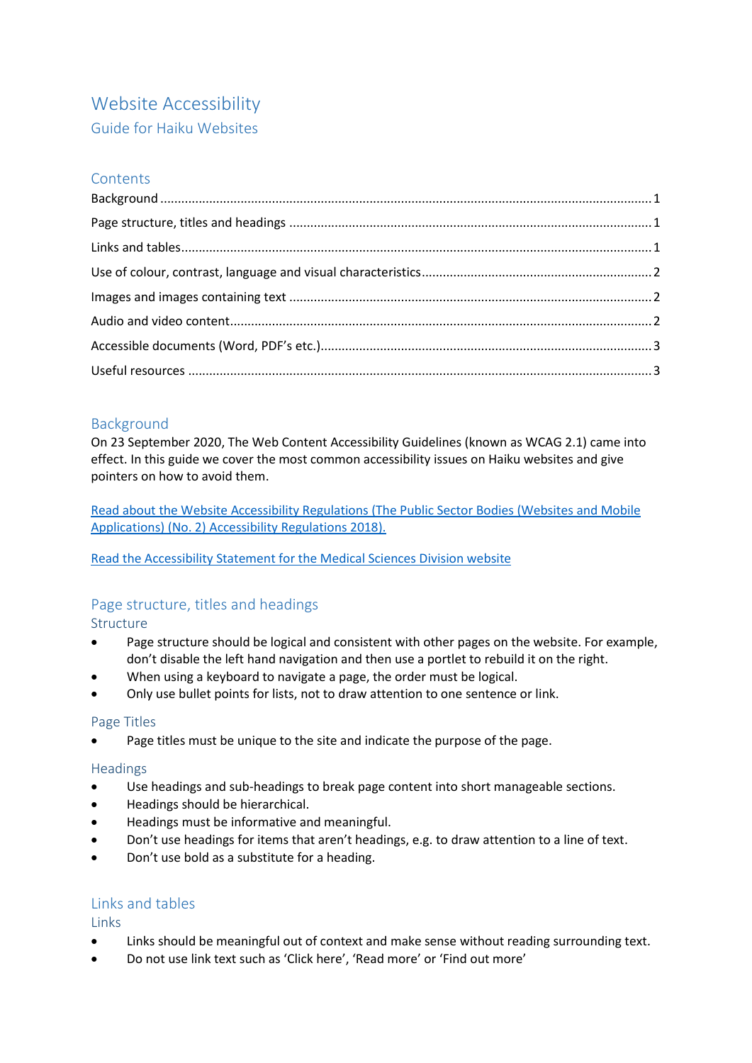# Website Accessibility

Guide for Haiku Websites

## Contents

Background ........................................................................................................................................ 1

Page structure, titles and headings ...................................................................................................... 1

Links and tables .................................................................................................................................... 1

Use of colour, contrast, language and visual characteristics ................................................................ 2

Images and images containing text ...................................................................................................... 2

Audio and video content ...................................................................................................................... 2

Accessible documents (Word, PDF's etc.) ............................................................................................ 3

Useful resources ................................................................................................................................... 3

## Background

On 23 September 2020, The Web Content Accessibility Guidelines (known as WCAG 2.1) came into effect. In this guide we cover the most common accessibility issues on Haiku websites and give pointers on how to avoid them.

Read about the Website Accessibility Regulations (The Public Sector Bodies (Websites and Mobile Applications) (No. 2) Accessibility Regulations 2018).

Read the Accessibility Statement for the Medical Sciences Division website

## Page structure, titles and headings

### Structure

- Page structure should be logical and consistent with other pages on the website. For example, don't disable the left hand navigation and then use a portlet to rebuild it on the right.
- When using a keyboard to navigate a page, the order must be logical.
- Only use bullet points for lists, not to draw attention to one sentence or link.

### Page Titles

- Page titles must be unique to the site and indicate the purpose of the page.

### Headings

- Use headings and sub-headings to break page content into short manageable sections.
- Headings should be hierarchical.
- Headings must be informative and meaningful.
- Don't use headings for items that aren't headings, e.g. to draw attention to a line of text.
- Don't use bold as a substitute for a heading.

## Links and tables

### Links

- Links should be meaningful out of context and make sense without reading surrounding text.
- Do not use link text such as 'Click here', 'Read more' or 'Find out more'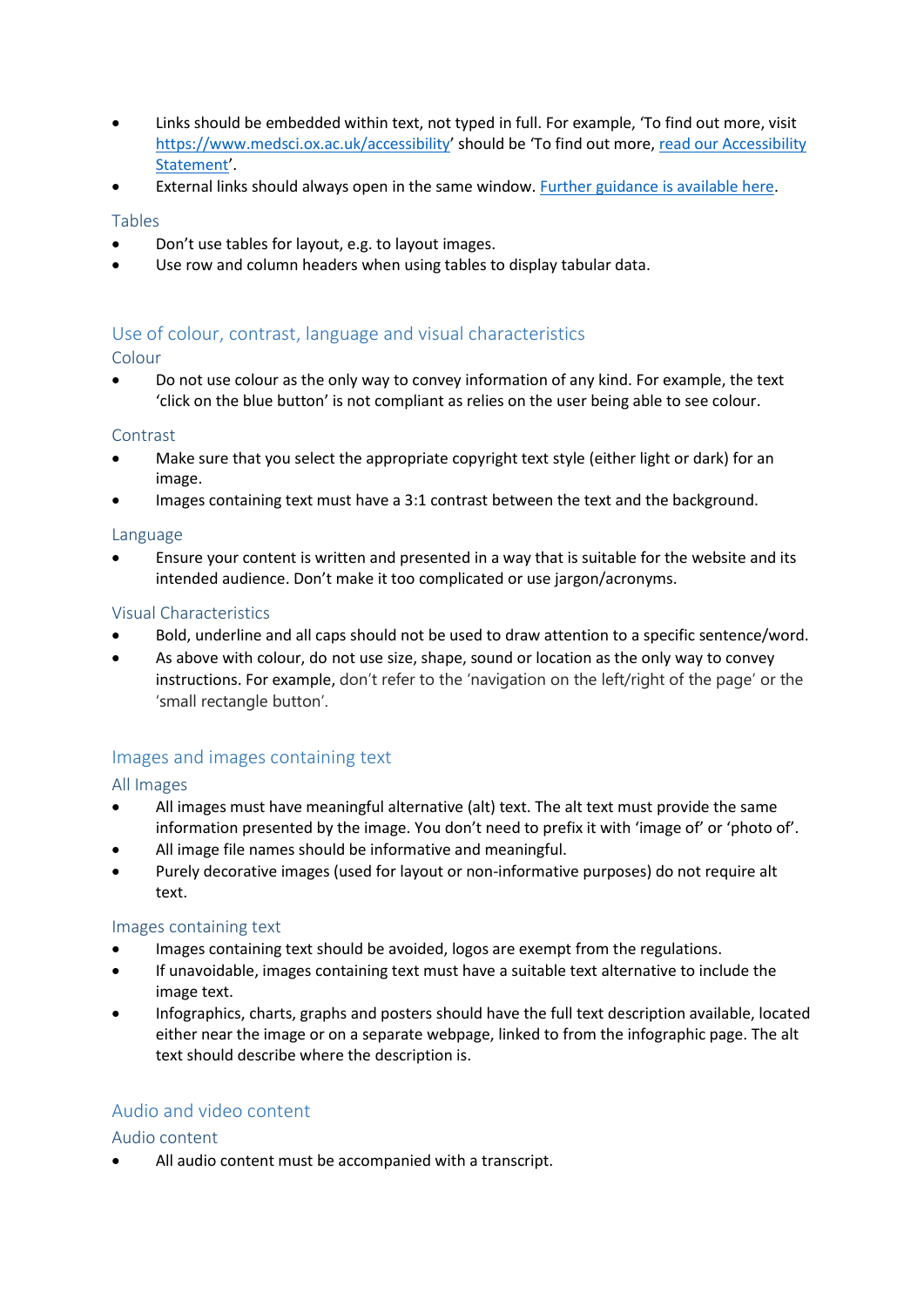- Links should be embedded within text, not typed in full. For example, 'To find out more, visit https://www.medsci.ox.ac.uk/accessibility' should be 'To find out more, read our Accessibility Statement'.
- External links should always open in the same window. Further guidance is available here.

### Tables

- Don't use tables for layout, e.g. to layout images.
- Use row and column headers when using tables to display tabular data.

## Use of colour, contrast, language and visual characteristics

### Colour

- Do not use colour as the only way to convey information of any kind. For example, the text 'click on the blue button' is not compliant as relies on the user being able to see colour.

### Contrast

- Make sure that you select the appropriate copyright text style (either light or dark) for an image.
- Images containing text must have a 3:1 contrast between the text and the background.

### Language

- Ensure your content is written and presented in a way that is suitable for the website and its intended audience. Don't make it too complicated or use jargon/acronyms.

### Visual Characteristics

- Bold, underline and all caps should not be used to draw attention to a specific sentence/word.
- As above with colour, do not use size, shape, sound or location as the only way to convey instructions. For example, don't refer to the 'navigation on the left/right of the page' or the 'small rectangle button'.

## Images and images containing text

### All Images

- All images must have meaningful alternative (alt) text. The alt text must provide the same information presented by the image. You don't need to prefix it with 'image of' or 'photo of'.
- All image file names should be informative and meaningful.
- Purely decorative images (used for layout or non-informative purposes) do not require alt text.

### Images containing text

- Images containing text should be avoided, logos are exempt from the regulations.
- If unavoidable, images containing text must have a suitable text alternative to include the image text.
- Infographics, charts, graphs and posters should have the full text description available, located either near the image or on a separate webpage, linked to from the infographic page. The alt text should describe where the description is.

## Audio and video content

### Audio content

- All audio content must be accompanied with a transcript.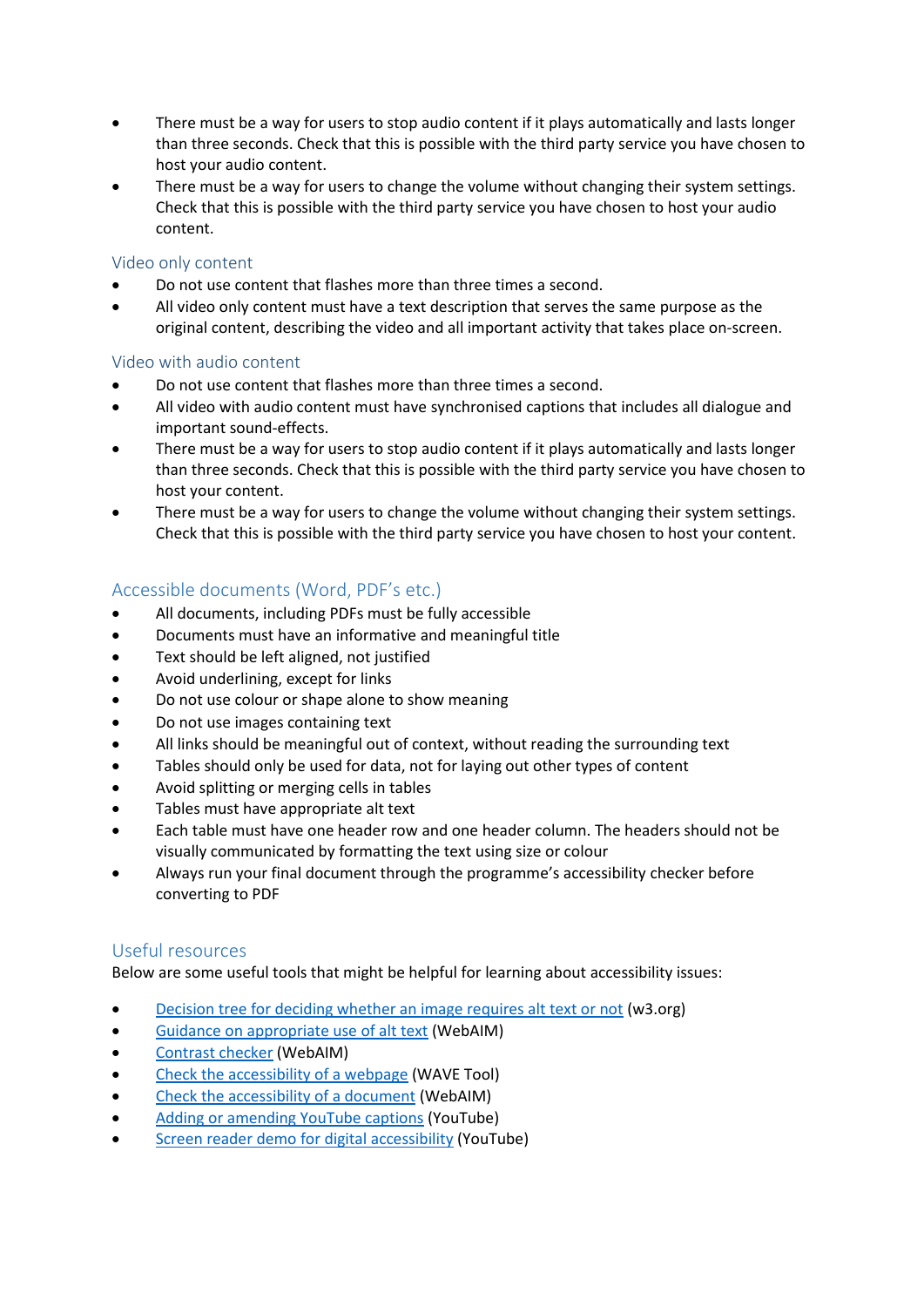- There must be a way for users to stop audio content if it plays automatically and lasts longer than three seconds. Check that this is possible with the third party service you have chosen to host your audio content.
- There must be a way for users to change the volume without changing their system settings. Check that this is possible with the third party service you have chosen to host your audio content.

### Video only content

- Do not use content that flashes more than three times a second.
- All video only content must have a text description that serves the same purpose as the original content, describing the video and all important activity that takes place on-screen.

### Video with audio content

- Do not use content that flashes more than three times a second.
- All video with audio content must have synchronised captions that includes all dialogue and important sound-effects.
- There must be a way for users to stop audio content if it plays automatically and lasts longer than three seconds. Check that this is possible with the third party service you have chosen to host your content.
- There must be a way for users to change the volume without changing their system settings. Check that this is possible with the third party service you have chosen to host your content.

## Accessible documents (Word, PDF's etc.)

- All documents, including PDFs must be fully accessible
- Documents must have an informative and meaningful title
- Text should be left aligned, not justified
- Avoid underlining, except for links
- Do not use colour or shape alone to show meaning
- Do not use images containing text
- All links should be meaningful out of context, without reading the surrounding text
- Tables should only be used for data, not for laying out other types of content
- Avoid splitting or merging cells in tables
- Tables must have appropriate alt text
- Each table must have one header row and one header column. The headers should not be visually communicated by formatting the text using size or colour
- Always run your final document through the programme's accessibility checker before converting to PDF

## Useful resources

Below are some useful tools that might be helpful for learning about accessibility issues:

- Decision tree for deciding whether an image requires alt text or not (w3.org)
- Guidance on appropriate use of alt text (WebAIM)
- Contrast checker (WebAIM)
- Check the accessibility of a webpage (WAVE Tool)
- Check the accessibility of a document (WebAIM)
- Adding or amending YouTube captions (YouTube)
- Screen reader demo for digital accessibility (YouTube)